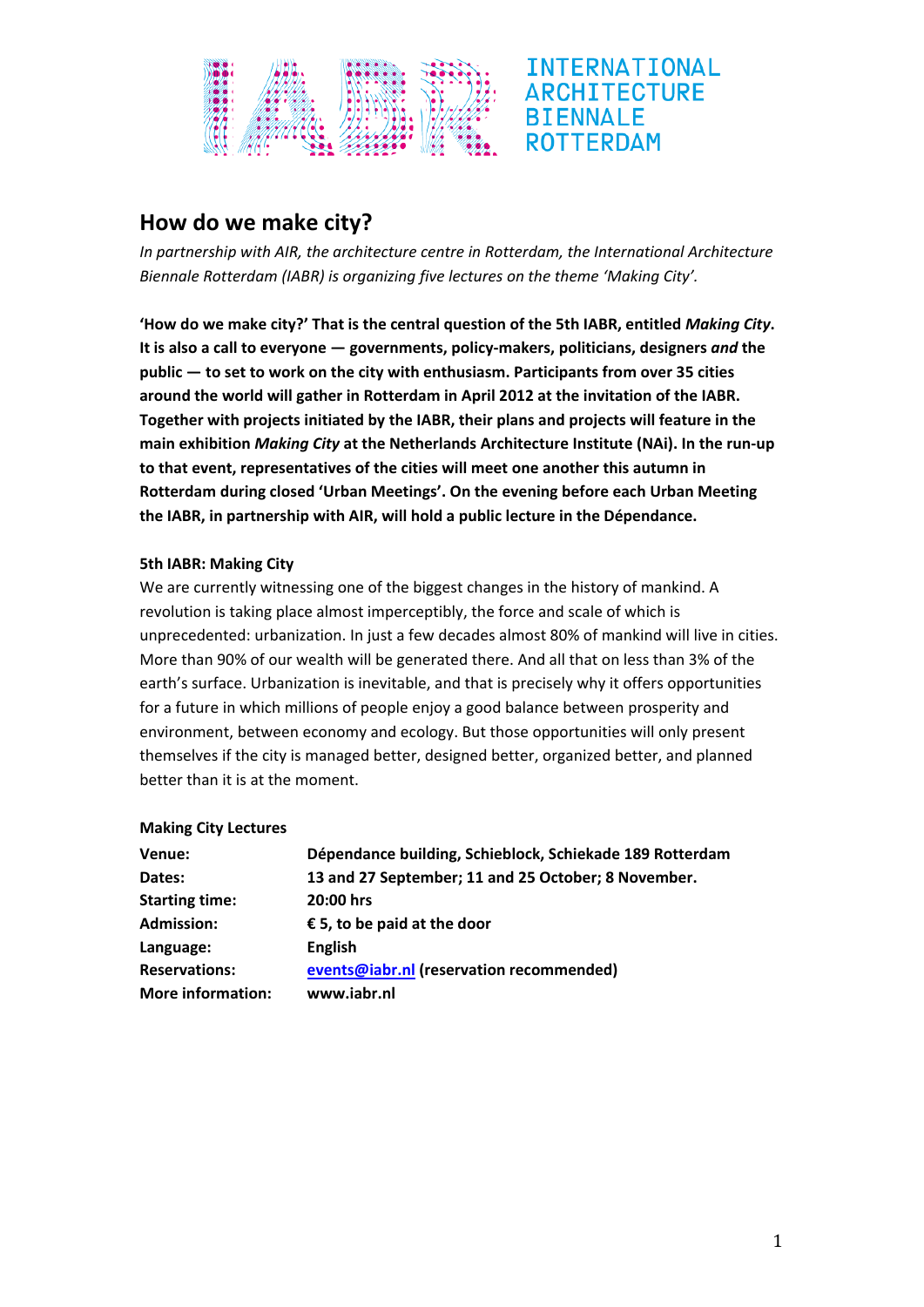INTERNATIONAL
ARCHITECTURE
BIENNALE
ROTTERDAM

## How do we make city?

*In partnership with AIR, the architecture centre in Rotterdam, the International Architecture Biennale Rotterdam (IABR) is organizing five lectures on the theme 'Making City'.*

**'How do we make city?' That is the central question of the 5th IABR, entitled *Making City*. It is also a call to everyone — governments, policy-makers, politicians, designers *and* the public — to set to work on the city with enthusiasm. Participants from over 35 cities around the world will gather in Rotterdam in April 2012 at the invitation of the IABR. Together with projects initiated by the IABR, their plans and projects will feature in the main exhibition *Making City* at the Netherlands Architecture Institute (NAi). In the run-up to that event, representatives of the cities will meet one another this autumn in Rotterdam during closed 'Urban Meetings'. On the evening before each Urban Meeting the IABR, in partnership with AIR, will hold a public lecture in the Dépendance.**

### 5th IABR: Making City

We are currently witnessing one of the biggest changes in the history of mankind. A revolution is taking place almost imperceptibly, the force and scale of which is unprecedented: urbanization. In just a few decades almost 80% of mankind will live in cities. More than 90% of our wealth will be generated there. And all that on less than 3% of the earth's surface. Urbanization is inevitable, and that is precisely why it offers opportunities for a future in which millions of people enjoy a good balance between prosperity and environment, between economy and ecology. But those opportunities will only present themselves if the city is managed better, designed better, organized better, and planned better than it is at the moment.

### Making City Lectures

| | |
|---|---|
| **Venue:** | **Dépendance building, Schieblock, Schiekade 189 Rotterdam** |
| **Dates:** | **13 and 27 September; 11 and 25 October; 8 November.** |
| **Starting time:** | **20:00 hrs** |
| **Admission:** | **€ 5, to be paid at the door** |
| **Language:** | **English** |
| **Reservations:** | **events@iabr.nl (reservation recommended)** |
| **More information:** | **www.iabr.nl** |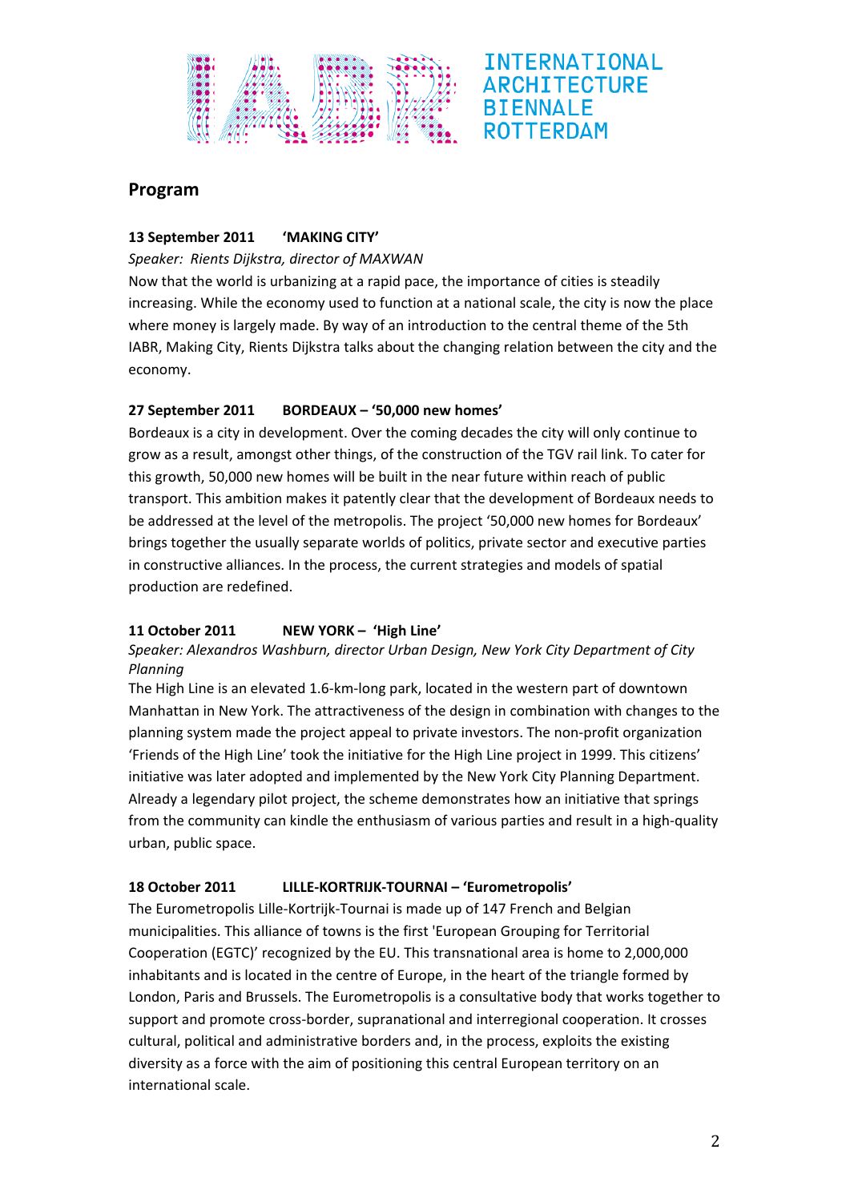INTERNATIONAL ARCHITECTURE BIENNALE ROTTERDAM

## Program

**13 September 2011 'MAKING CITY'**

*Speaker: Rients Dijkstra, director of MAXWAN*

Now that the world is urbanizing at a rapid pace, the importance of cities is steadily increasing. While the economy used to function at a national scale, the city is now the place where money is largely made. By way of an introduction to the central theme of the 5th IABR, Making City, Rients Dijkstra talks about the changing relation between the city and the economy.

**27 September 2011 BORDEAUX – '50,000 new homes'**

Bordeaux is a city in development. Over the coming decades the city will only continue to grow as a result, amongst other things, of the construction of the TGV rail link. To cater for this growth, 50,000 new homes will be built in the near future within reach of public transport. This ambition makes it patently clear that the development of Bordeaux needs to be addressed at the level of the metropolis. The project '50,000 new homes for Bordeaux' brings together the usually separate worlds of politics, private sector and executive parties in constructive alliances. In the process, the current strategies and models of spatial production are redefined.

**11 October 2011 NEW YORK – 'High Line'**

*Speaker: Alexandros Washburn, director Urban Design, New York City Department of City Planning*

The High Line is an elevated 1.6-km-long park, located in the western part of downtown Manhattan in New York. The attractiveness of the design in combination with changes to the planning system made the project appeal to private investors. The non-profit organization 'Friends of the High Line' took the initiative for the High Line project in 1999. This citizens' initiative was later adopted and implemented by the New York City Planning Department. Already a legendary pilot project, the scheme demonstrates how an initiative that springs from the community can kindle the enthusiasm of various parties and result in a high-quality urban, public space.

**18 October 2011 LILLE-KORTRIJK-TOURNAI – 'Eurometropolis'**

The Eurometropolis Lille-Kortrijk-Tournai is made up of 147 French and Belgian municipalities. This alliance of towns is the first 'European Grouping for Territorial Cooperation (EGTC)' recognized by the EU. This transnational area is home to 2,000,000 inhabitants and is located in the centre of Europe, in the heart of the triangle formed by London, Paris and Brussels. The Eurometropolis is a consultative body that works together to support and promote cross-border, supranational and interregional cooperation. It crosses cultural, political and administrative borders and, in the process, exploits the existing diversity as a force with the aim of positioning this central European territory on an international scale.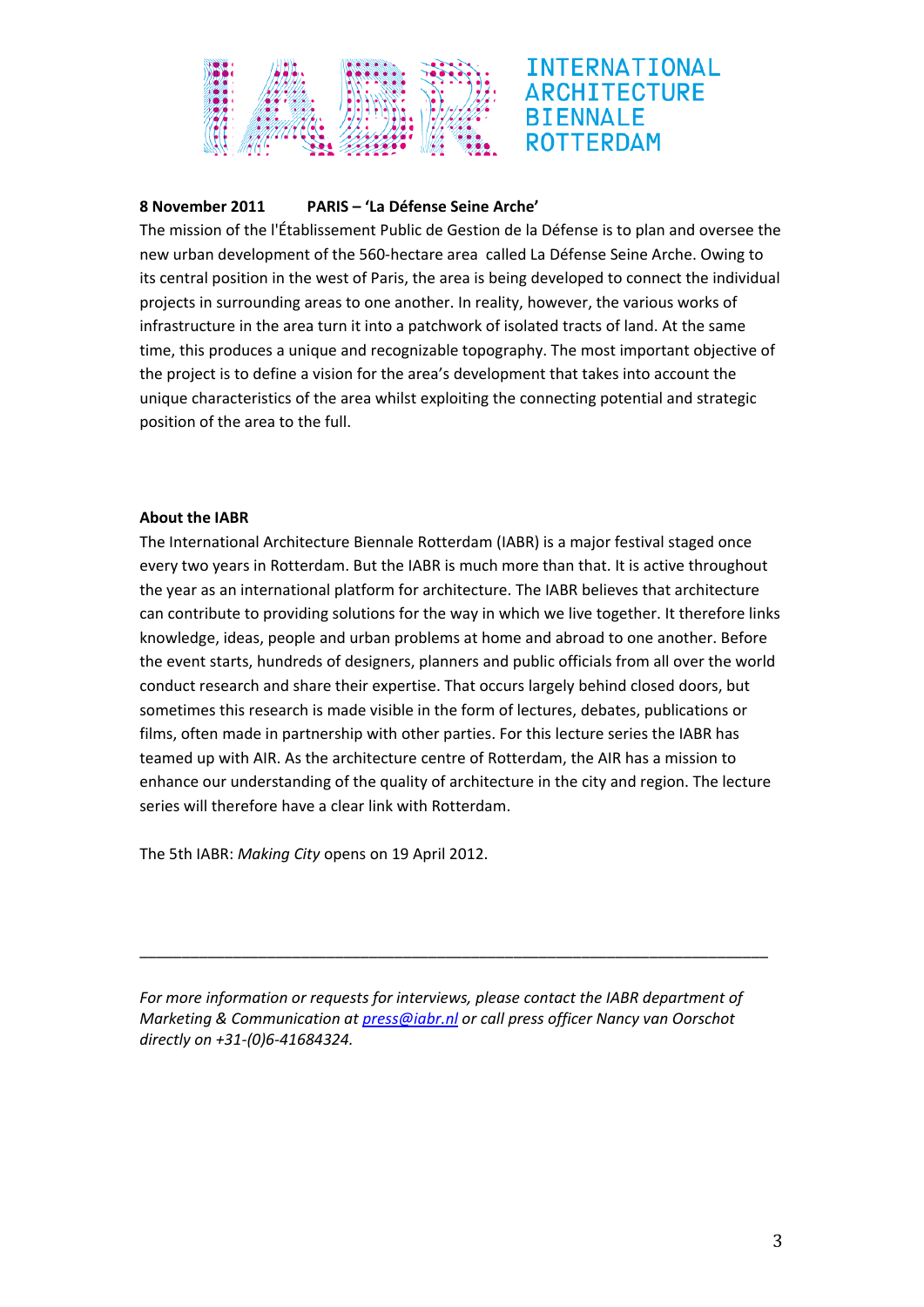**INTERNATIONAL ARCHITECTURE BIENNALE ROTTERDAM**

**8 November 2011 PARIS – 'La Défense Seine Arche'**

The mission of the l'Établissement Public de Gestion de la Défense is to plan and oversee the new urban development of the 560-hectare area called La Défense Seine Arche. Owing to its central position in the west of Paris, the area is being developed to connect the individual projects in surrounding areas to one another. In reality, however, the various works of infrastructure in the area turn it into a patchwork of isolated tracts of land. At the same time, this produces a unique and recognizable topography. The most important objective of the project is to define a vision for the area's development that takes into account the unique characteristics of the area whilst exploiting the connecting potential and strategic position of the area to the full.

**About the IABR**

The International Architecture Biennale Rotterdam (IABR) is a major festival staged once every two years in Rotterdam. But the IABR is much more than that. It is active throughout the year as an international platform for architecture. The IABR believes that architecture can contribute to providing solutions for the way in which we live together. It therefore links knowledge, ideas, people and urban problems at home and abroad to one another. Before the event starts, hundreds of designers, planners and public officials from all over the world conduct research and share their expertise. That occurs largely behind closed doors, but sometimes this research is made visible in the form of lectures, debates, publications or films, often made in partnership with other parties. For this lecture series the IABR has teamed up with AIR. As the architecture centre of Rotterdam, the AIR has a mission to enhance our understanding of the quality of architecture in the city and region. The lecture series will therefore have a clear link with Rotterdam.

The 5th IABR: *Making City* opens on 19 April 2012.

---

*For more information or requests for interviews, please contact the IABR department of Marketing & Communication at [press@iabr.nl](mailto:press@iabr.nl) or call press officer Nancy van Oorschot directly on +31-(0)6-41684324.*